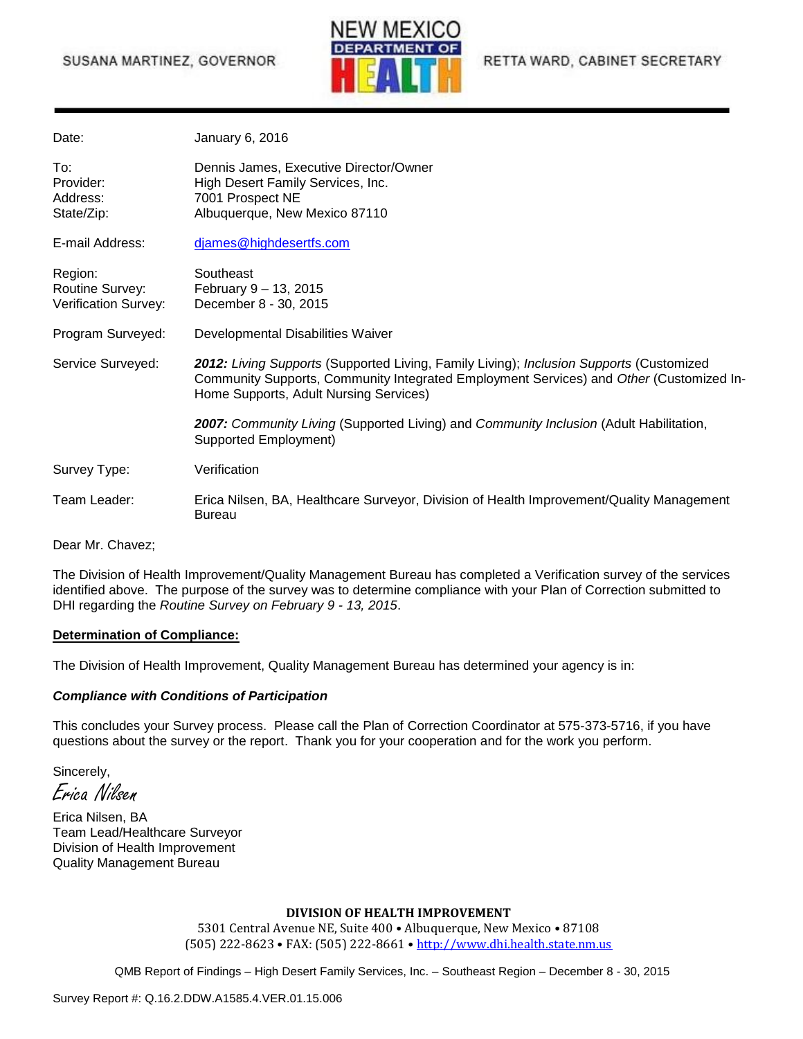SUSANA MARTINEZ, GOVERNOR

NEW MEXICO DEPARTMENT OF HEALTH

RETTA WARD, CABINET SECRETARY

---

| | |
|---|---|
| Date: | January 6, 2016 |
| To: | Dennis James, Executive Director/Owner |
| Provider: | High Desert Family Services, Inc. |
| Address: | 7001 Prospect NE |
| State/Zip: | Albuquerque, New Mexico 87110 |
| E-mail Address: | djames@highdesertfs.com |
| Region: | Southeast |
| Routine Survey: | February 9 – 13, 2015 |
| Verification Survey: | December 8 - 30, 2015 |
| Program Surveyed: | Developmental Disabilities Waiver |
| Service Surveyed: | ***2012:*** *Living Supports* (Supported Living, Family Living); *Inclusion Supports* (Customized Community Supports, Community Integrated Employment Services) and *Other* (Customized In-Home Supports, Adult Nursing Services) |
| | ***2007:*** *Community Living* (Supported Living) and *Community Inclusion* (Adult Habilitation, Supported Employment) |
| Survey Type: | Verification |
| Team Leader: | Erica Nilsen, BA, Healthcare Surveyor, Division of Health Improvement/Quality Management Bureau |

Dear Mr. Chavez;

The Division of Health Improvement/Quality Management Bureau has completed a Verification survey of the services identified above. The purpose of the survey was to determine compliance with your Plan of Correction submitted to DHI regarding the *Routine Survey on February 9 - 13, 2015*.

**Determination of Compliance:**

The Division of Health Improvement, Quality Management Bureau has determined your agency is in:

***Compliance with Conditions of Participation***

This concludes your Survey process. Please call the Plan of Correction Coordinator at 575-373-5716, if you have questions about the survey or the report. Thank you for your cooperation and for the work you perform.

Sincerely,

*Erica Nilsen*

Erica Nilsen, BA
Team Lead/Healthcare Surveyor
Division of Health Improvement
Quality Management Bureau

**DIVISION OF HEALTH IMPROVEMENT**
5301 Central Avenue NE, Suite 400 • Albuquerque, New Mexico • 87108
(505) 222-8623 • FAX: (505) 222-8661 • http://www.dhi.health.state.nm.us

QMB Report of Findings – High Desert Family Services, Inc. – Southeast Region – December 8 - 30, 2015

Survey Report #: Q.16.2.DDW.A1585.4.VER.01.15.006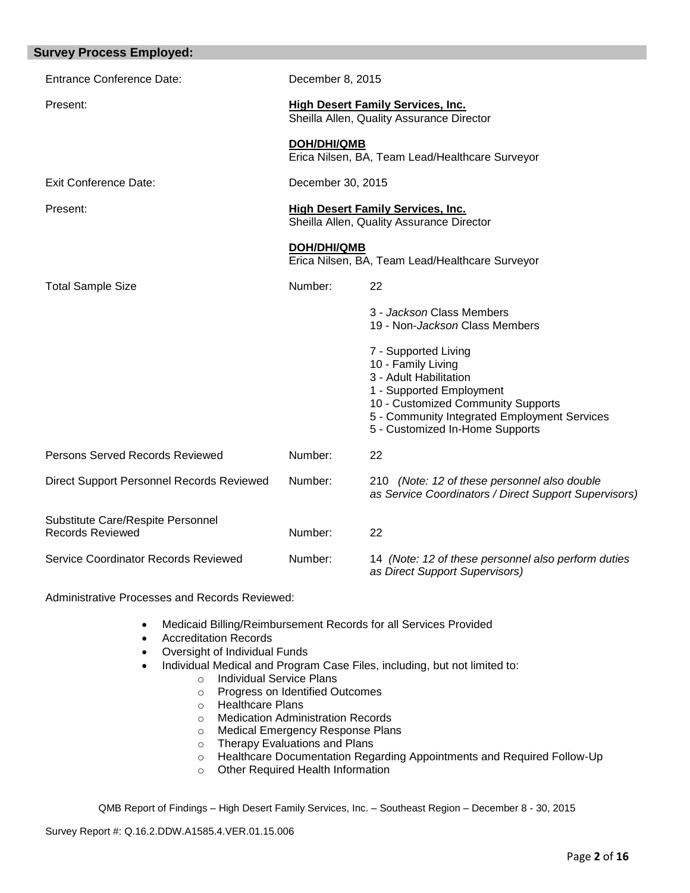## Survey Process Employed:

| | | |
|---|---|---|
| Entrance Conference Date: | December 8, 2015 | |
| Present: | **High Desert Family Services, Inc.** Sheilla Allen, Quality Assurance Director | |
| | **DOH/DHI/QMB** Erica Nilsen, BA, Team Lead/Healthcare Surveyor | |
| Exit Conference Date: | December 30, 2015 | |
| Present: | **High Desert Family Services, Inc.** Sheilla Allen, Quality Assurance Director | |
| | **DOH/DHI/QMB** Erica Nilsen, BA, Team Lead/Healthcare Surveyor | |
| Total Sample Size | Number: | 22 |
| | | 3 - *Jackson* Class Members<br>19 - Non-*Jackson* Class Members |
| | | 7 - Supported Living<br>10 - Family Living<br>3 - Adult Habilitation<br>1 - Supported Employment<br>10 - Customized Community Supports<br>5 - Community Integrated Employment Services<br>5 - Customized In-Home Supports |
| Persons Served Records Reviewed | Number: | 22 |
| Direct Support Personnel Records Reviewed | Number: | 210 *(Note: 12 of these personnel also double as Service Coordinators / Direct Support Supervisors)* |
| Substitute Care/Respite Personnel Records Reviewed | Number: | 22 |
| Service Coordinator Records Reviewed | Number: | 14 *(Note: 12 of these personnel also perform duties as Direct Support Supervisors)* |

Administrative Processes and Records Reviewed:

- Medicaid Billing/Reimbursement Records for all Services Provided
- Accreditation Records
- Oversight of Individual Funds
- Individual Medical and Program Case Files, including, but not limited to:
  - Individual Service Plans
  - Progress on Identified Outcomes
  - Healthcare Plans
  - Medication Administration Records
  - Medical Emergency Response Plans
  - Therapy Evaluations and Plans
  - Healthcare Documentation Regarding Appointments and Required Follow-Up
  - Other Required Health Information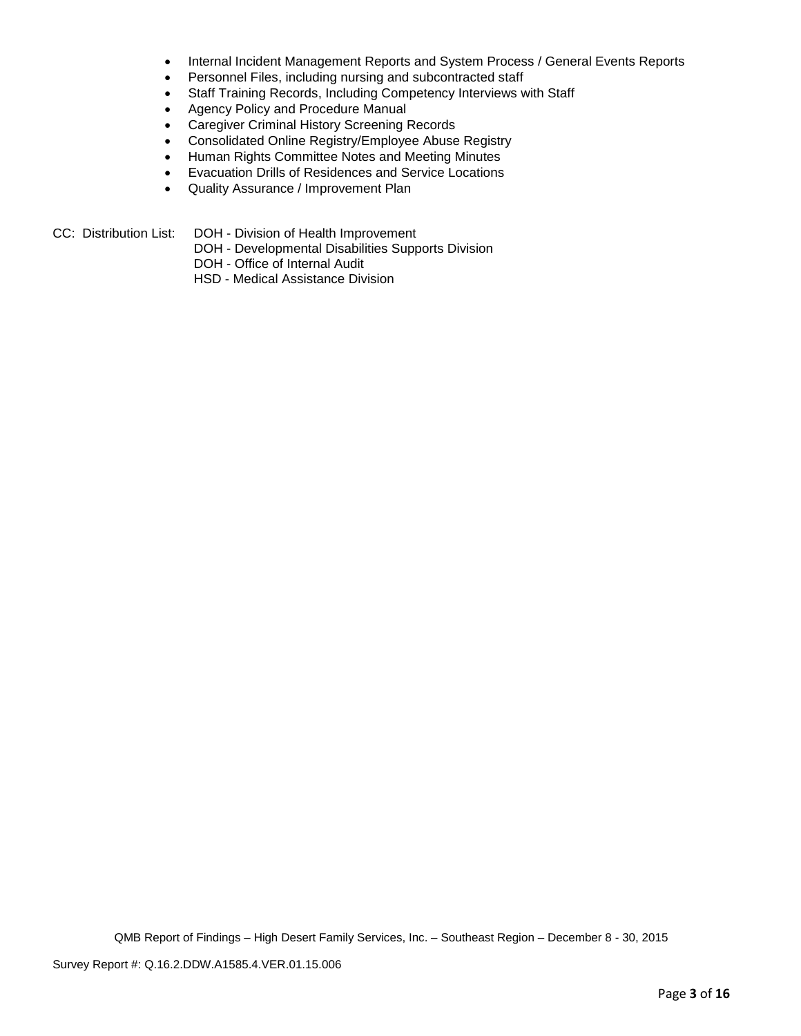- Internal Incident Management Reports and System Process / General Events Reports
- Personnel Files, including nursing and subcontracted staff
- Staff Training Records, Including Competency Interviews with Staff
- Agency Policy and Procedure Manual
- Caregiver Criminal History Screening Records
- Consolidated Online Registry/Employee Abuse Registry
- Human Rights Committee Notes and Meeting Minutes
- Evacuation Drills of Residences and Service Locations
- Quality Assurance / Improvement Plan

CC: Distribution List:
DOH - Division of Health Improvement
DOH - Developmental Disabilities Supports Division
DOH - Office of Internal Audit
HSD - Medical Assistance Division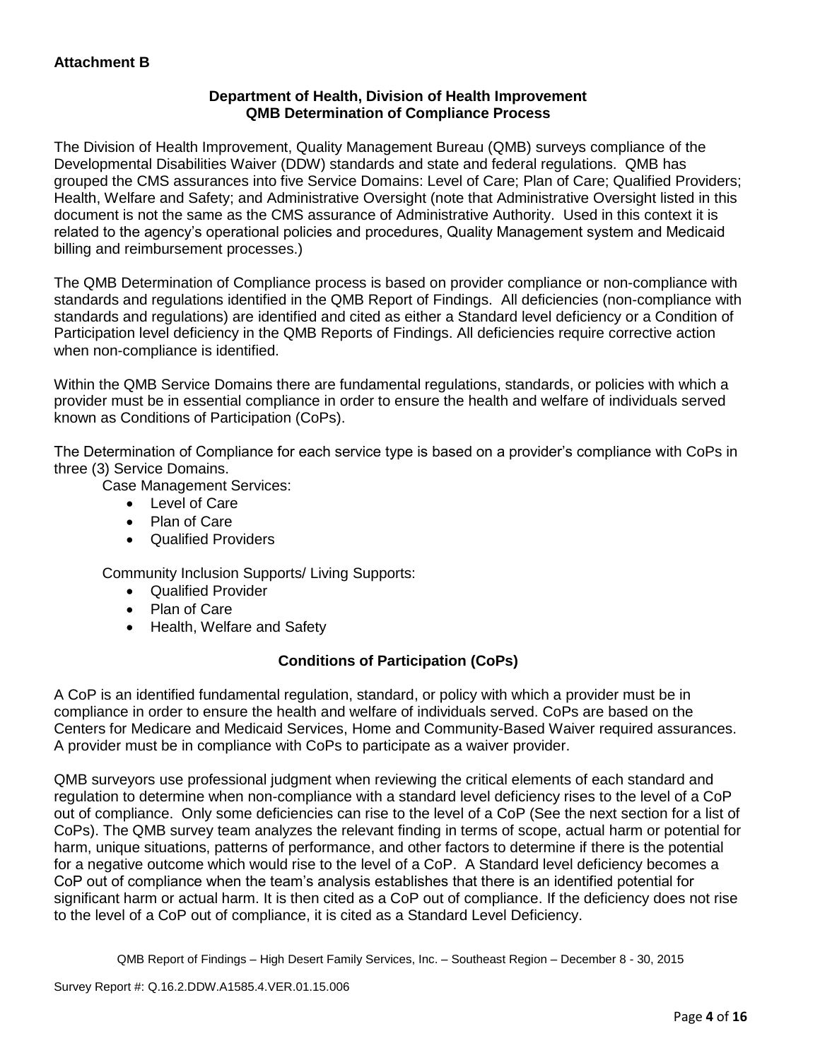**Attachment B**

## Department of Health, Division of Health Improvement
## QMB Determination of Compliance Process

The Division of Health Improvement, Quality Management Bureau (QMB) surveys compliance of the Developmental Disabilities Waiver (DDW) standards and state and federal regulations. QMB has grouped the CMS assurances into five Service Domains: Level of Care; Plan of Care; Qualified Providers; Health, Welfare and Safety; and Administrative Oversight (note that Administrative Oversight listed in this document is not the same as the CMS assurance of Administrative Authority. Used in this context it is related to the agency's operational policies and procedures, Quality Management system and Medicaid billing and reimbursement processes.)

The QMB Determination of Compliance process is based on provider compliance or non-compliance with standards and regulations identified in the QMB Report of Findings. All deficiencies (non-compliance with standards and regulations) are identified and cited as either a Standard level deficiency or a Condition of Participation level deficiency in the QMB Reports of Findings. All deficiencies require corrective action when non-compliance is identified.

Within the QMB Service Domains there are fundamental regulations, standards, or policies with which a provider must be in essential compliance in order to ensure the health and welfare of individuals served known as Conditions of Participation (CoPs).

The Determination of Compliance for each service type is based on a provider's compliance with CoPs in three (3) Service Domains.

Case Management Services:

- Level of Care
- Plan of Care
- Qualified Providers

Community Inclusion Supports/ Living Supports:

- Qualified Provider
- Plan of Care
- Health, Welfare and Safety

### Conditions of Participation (CoPs)

A CoP is an identified fundamental regulation, standard, or policy with which a provider must be in compliance in order to ensure the health and welfare of individuals served. CoPs are based on the Centers for Medicare and Medicaid Services, Home and Community-Based Waiver required assurances. A provider must be in compliance with CoPs to participate as a waiver provider.

QMB surveyors use professional judgment when reviewing the critical elements of each standard and regulation to determine when non-compliance with a standard level deficiency rises to the level of a CoP out of compliance. Only some deficiencies can rise to the level of a CoP (See the next section for a list of CoPs). The QMB survey team analyzes the relevant finding in terms of scope, actual harm or potential for harm, unique situations, patterns of performance, and other factors to determine if there is the potential for a negative outcome which would rise to the level of a CoP. A Standard level deficiency becomes a CoP out of compliance when the team's analysis establishes that there is an identified potential for significant harm or actual harm. It is then cited as a CoP out of compliance. If the deficiency does not rise to the level of a CoP out of compliance, it is cited as a Standard Level Deficiency.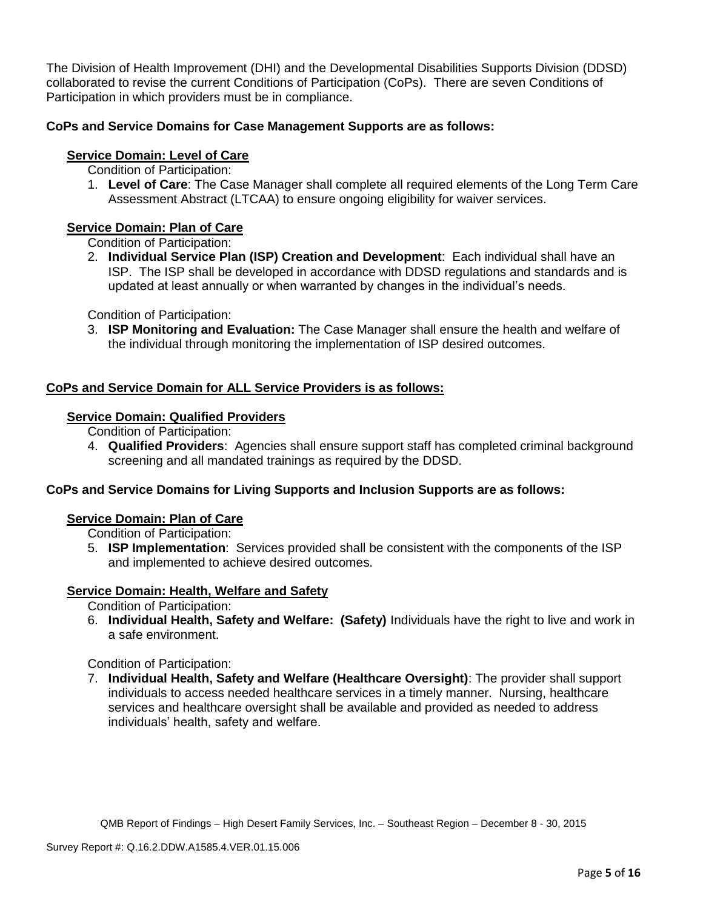The Division of Health Improvement (DHI) and the Developmental Disabilities Supports Division (DDSD) collaborated to revise the current Conditions of Participation (CoPs). There are seven Conditions of Participation in which providers must be in compliance.

**CoPs and Service Domains for Case Management Supports are as follows:**

**Service Domain: Level of Care**

Condition of Participation:

1. **Level of Care**: The Case Manager shall complete all required elements of the Long Term Care Assessment Abstract (LTCAA) to ensure ongoing eligibility for waiver services.

**Service Domain: Plan of Care**

Condition of Participation:

2. **Individual Service Plan (ISP) Creation and Development**: Each individual shall have an ISP. The ISP shall be developed in accordance with DDSD regulations and standards and is updated at least annually or when warranted by changes in the individual's needs.

Condition of Participation:

3. **ISP Monitoring and Evaluation:** The Case Manager shall ensure the health and welfare of the individual through monitoring the implementation of ISP desired outcomes.

**CoPs and Service Domain for ALL Service Providers is as follows:**

**Service Domain: Qualified Providers**

Condition of Participation:

4. **Qualified Providers**: Agencies shall ensure support staff has completed criminal background screening and all mandated trainings as required by the DDSD.

**CoPs and Service Domains for Living Supports and Inclusion Supports are as follows:**

**Service Domain: Plan of Care**

Condition of Participation:

5. **ISP Implementation**: Services provided shall be consistent with the components of the ISP and implemented to achieve desired outcomes.

**Service Domain: Health, Welfare and Safety**

Condition of Participation:

6. **Individual Health, Safety and Welfare: (Safety)** Individuals have the right to live and work in a safe environment.

Condition of Participation:

7. **Individual Health, Safety and Welfare (Healthcare Oversight)**: The provider shall support individuals to access needed healthcare services in a timely manner. Nursing, healthcare services and healthcare oversight shall be available and provided as needed to address individuals' health, safety and welfare.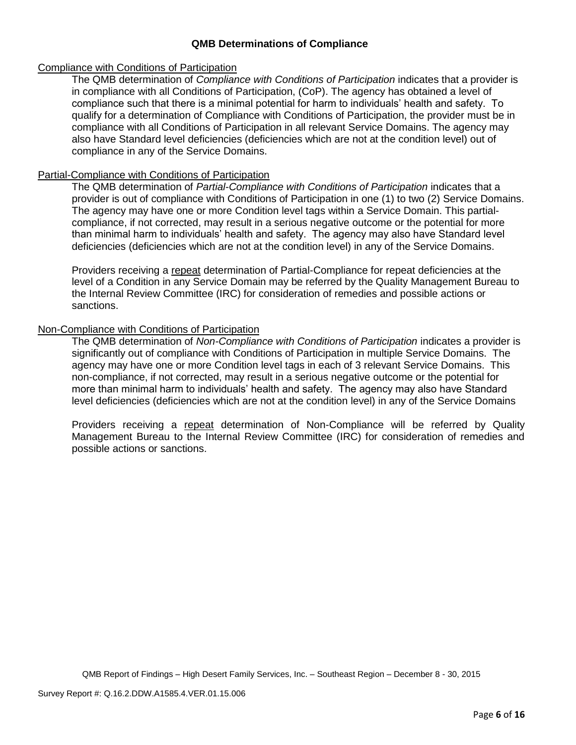## QMB Determinations of Compliance

<u>Compliance with Conditions of Participation</u>

The QMB determination of *Compliance with Conditions of Participation* indicates that a provider is in compliance with all Conditions of Participation, (CoP). The agency has obtained a level of compliance such that there is a minimal potential for harm to individuals' health and safety. To qualify for a determination of Compliance with Conditions of Participation, the provider must be in compliance with all Conditions of Participation in all relevant Service Domains. The agency may also have Standard level deficiencies (deficiencies which are not at the condition level) out of compliance in any of the Service Domains.

<u>Partial-Compliance with Conditions of Participation</u>

The QMB determination of *Partial-Compliance with Conditions of Participation* indicates that a provider is out of compliance with Conditions of Participation in one (1) to two (2) Service Domains. The agency may have one or more Condition level tags within a Service Domain. This partial-compliance, if not corrected, may result in a serious negative outcome or the potential for more than minimal harm to individuals' health and safety. The agency may also have Standard level deficiencies (deficiencies which are not at the condition level) in any of the Service Domains.

Providers receiving a <u>repeat</u> determination of Partial-Compliance for repeat deficiencies at the level of a Condition in any Service Domain may be referred by the Quality Management Bureau to the Internal Review Committee (IRC) for consideration of remedies and possible actions or sanctions.

<u>Non-Compliance with Conditions of Participation</u>

The QMB determination of *Non-Compliance with Conditions of Participation* indicates a provider is significantly out of compliance with Conditions of Participation in multiple Service Domains. The agency may have one or more Condition level tags in each of 3 relevant Service Domains. This non-compliance, if not corrected, may result in a serious negative outcome or the potential for more than minimal harm to individuals' health and safety. The agency may also have Standard level deficiencies (deficiencies which are not at the condition level) in any of the Service Domains

Providers receiving a <u>repeat</u> determination of Non-Compliance will be referred by Quality Management Bureau to the Internal Review Committee (IRC) for consideration of remedies and possible actions or sanctions.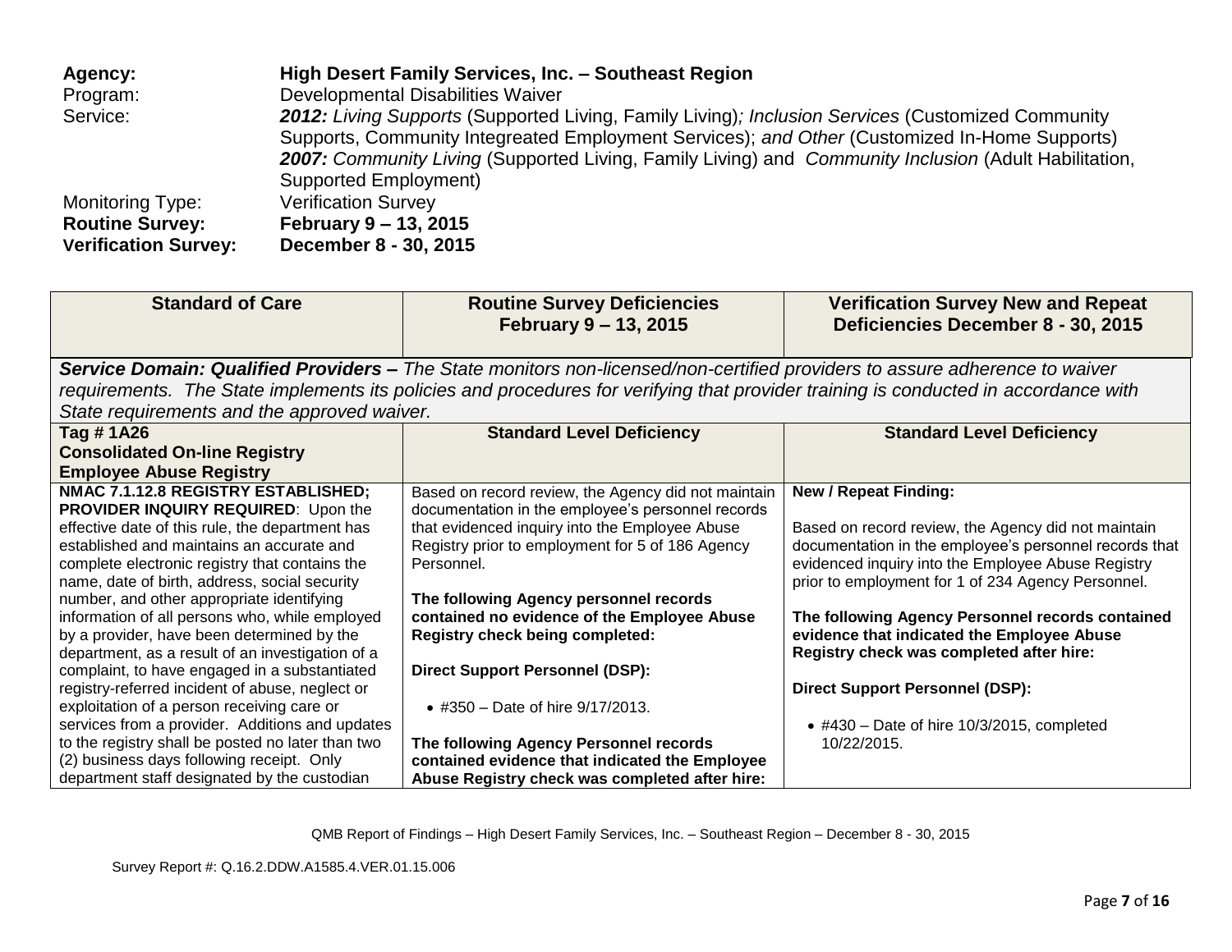**Agency:** **High Desert Family Services, Inc. – Southeast Region**
Program: Developmental Disabilities Waiver
Service: ***2012:** Living Supports* (Supported Living, Family Living)*; Inclusion Services* (Customized Community Supports, Community Integreated Employment Services); *and Other* (Customized In-Home Supports)
***2007:** Community Living* (Supported Living, Family Living) and *Community Inclusion* (Adult Habilitation, Supported Employment)
Monitoring Type: Verification Survey
**Routine Survey:** **February 9 – 13, 2015**
**Verification Survey:** **December 8 - 30, 2015**

| Standard of Care | Routine Survey Deficiencies February 9 – 13, 2015 | Verification Survey New and Repeat Deficiencies December 8 - 30, 2015 |
|---|---|---|
| ***Service Domain: Qualified Providers –** The State monitors non-licensed/non-certified providers to assure adherence to waiver requirements. The State implements its policies and procedures for verifying that provider training is conducted in accordance with State requirements and the approved waiver.* | | |
| **Tag # 1A26**<br>**Consolidated On-line Registry**<br>**Employee Abuse Registry** | **Standard Level Deficiency** | **Standard Level Deficiency** |
| **NMAC 7.1.12.8 REGISTRY ESTABLISHED; PROVIDER INQUIRY REQUIRED**: Upon the effective date of this rule, the department has established and maintains an accurate and complete electronic registry that contains the name, date of birth, address, social security number, and other appropriate identifying information of all persons who, while employed by a provider, have been determined by the department, as a result of an investigation of a complaint, to have engaged in a substantiated registry-referred incident of abuse, neglect or exploitation of a person receiving care or services from a provider. Additions and updates to the registry shall be posted no later than two (2) business days following receipt. Only department staff designated by the custodian | Based on record review, the Agency did not maintain documentation in the employee's personnel records that evidenced inquiry into the Employee Abuse Registry prior to employment for 5 of 186 Agency Personnel.<br><br>**The following Agency personnel records contained no evidence of the Employee Abuse Registry check being completed:**<br><br>**Direct Support Personnel (DSP):**<br><br>• #350 – Date of hire 9/17/2013.<br><br>**The following Agency Personnel records contained evidence that indicated the Employee Abuse Registry check was completed after hire:** | **New / Repeat Finding:**<br><br>Based on record review, the Agency did not maintain documentation in the employee's personnel records that evidenced inquiry into the Employee Abuse Registry prior to employment for 1 of 234 Agency Personnel.<br><br>**The following Agency Personnel records contained evidence that indicated the Employee Abuse Registry check was completed after hire:**<br><br>**Direct Support Personnel (DSP):**<br><br>• #430 – Date of hire 10/3/2015, completed 10/22/2015. |

QMB Report of Findings – High Desert Family Services, Inc. – Southeast Region – December 8 - 30, 2015

Survey Report #: Q.16.2.DDW.A1585.4.VER.01.15.006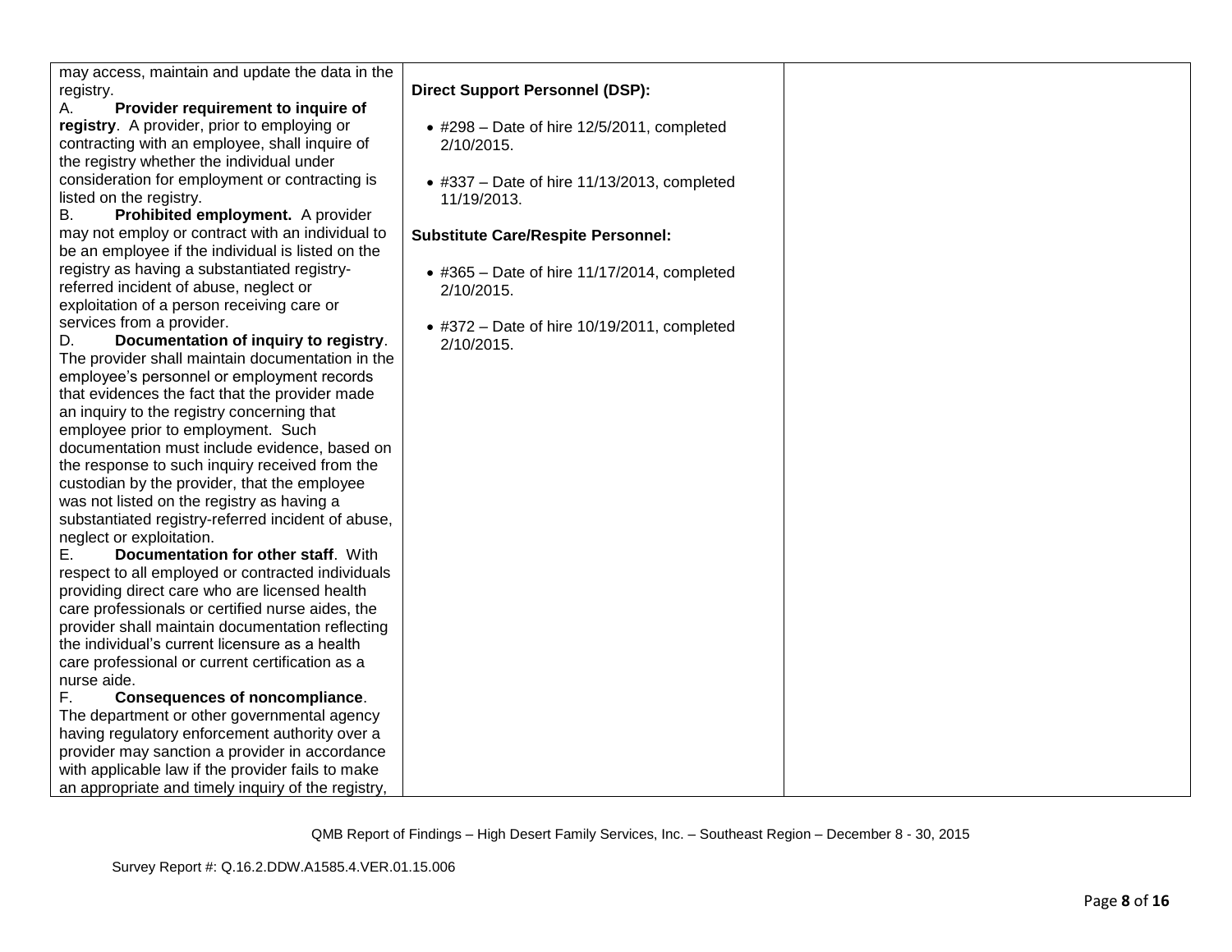| | | |
|---|---|---|
| may access, maintain and update the data in the registry.<br>A. **Provider requirement to inquire of registry**. A provider, prior to employing or contracting with an employee, shall inquire of the registry whether the individual under consideration for employment or contracting is listed on the registry.<br>B. **Prohibited employment.** A provider may not employ or contract with an individual to be an employee if the individual is listed on the registry as having a substantiated registry-referred incident of abuse, neglect or exploitation of a person receiving care or services from a provider.<br>D. **Documentation of inquiry to registry**. The provider shall maintain documentation in the employee's personnel or employment records that evidences the fact that the provider made an inquiry to the registry concerning that employee prior to employment. Such documentation must include evidence, based on the response to such inquiry received from the custodian by the provider, that the employee was not listed on the registry as having a substantiated registry-referred incident of abuse, neglect or exploitation.<br>E. **Documentation for other staff**. With respect to all employed or contracted individuals providing direct care who are licensed health care professionals or certified nurse aides, the provider shall maintain documentation reflecting the individual's current licensure as a health care professional or current certification as a nurse aide.<br>F. **Consequences of noncompliance**. The department or other governmental agency having regulatory enforcement authority over a provider may sanction a provider in accordance with applicable law if the provider fails to make an appropriate and timely inquiry of the registry, | **Direct Support Personnel (DSP):**<br><br>• #298 – Date of hire 12/5/2011, completed 2/10/2015.<br><br>• #337 – Date of hire 11/13/2013, completed 11/19/2013.<br><br>**Substitute Care/Respite Personnel:**<br><br>• #365 – Date of hire 11/17/2014, completed 2/10/2015.<br><br>• #372 – Date of hire 10/19/2011, completed 2/10/2015. | |

QMB Report of Findings – High Desert Family Services, Inc. – Southeast Region – December 8 - 30, 2015

Survey Report #: Q.16.2.DDW.A1585.4.VER.01.15.006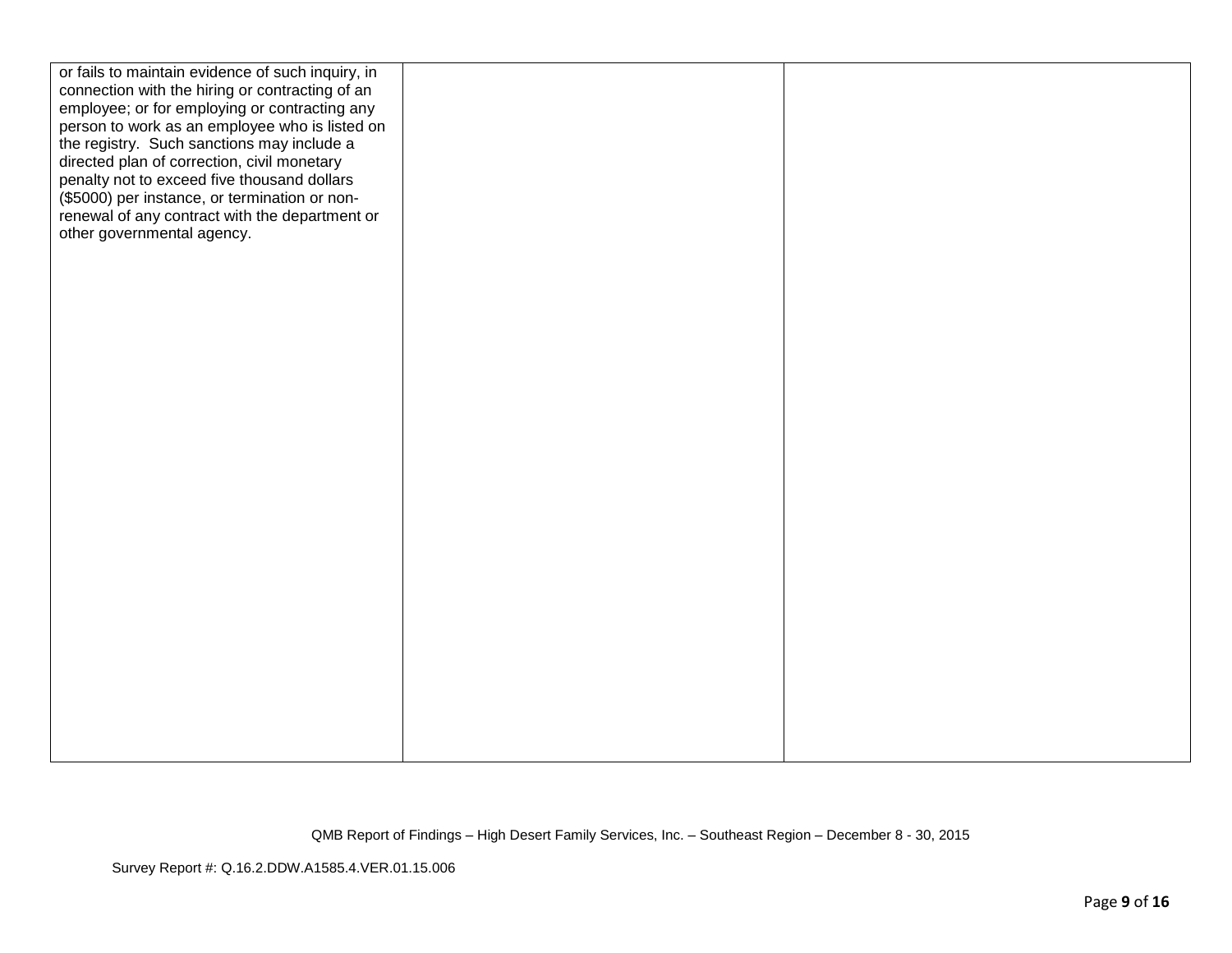| | | |
|---|---|---|
| or fails to maintain evidence of such inquiry, in connection with the hiring or contracting of an employee; or for employing or contracting any person to work as an employee who is listed on the registry. Such sanctions may include a directed plan of correction, civil monetary penalty not to exceed five thousand dollars ($5000) per instance, or termination or non-renewal of any contract with the department or other governmental agency. | | |

QMB Report of Findings – High Desert Family Services, Inc. – Southeast Region – December 8 - 30, 2015

Survey Report #: Q.16.2.DDW.A1585.4.VER.01.15.006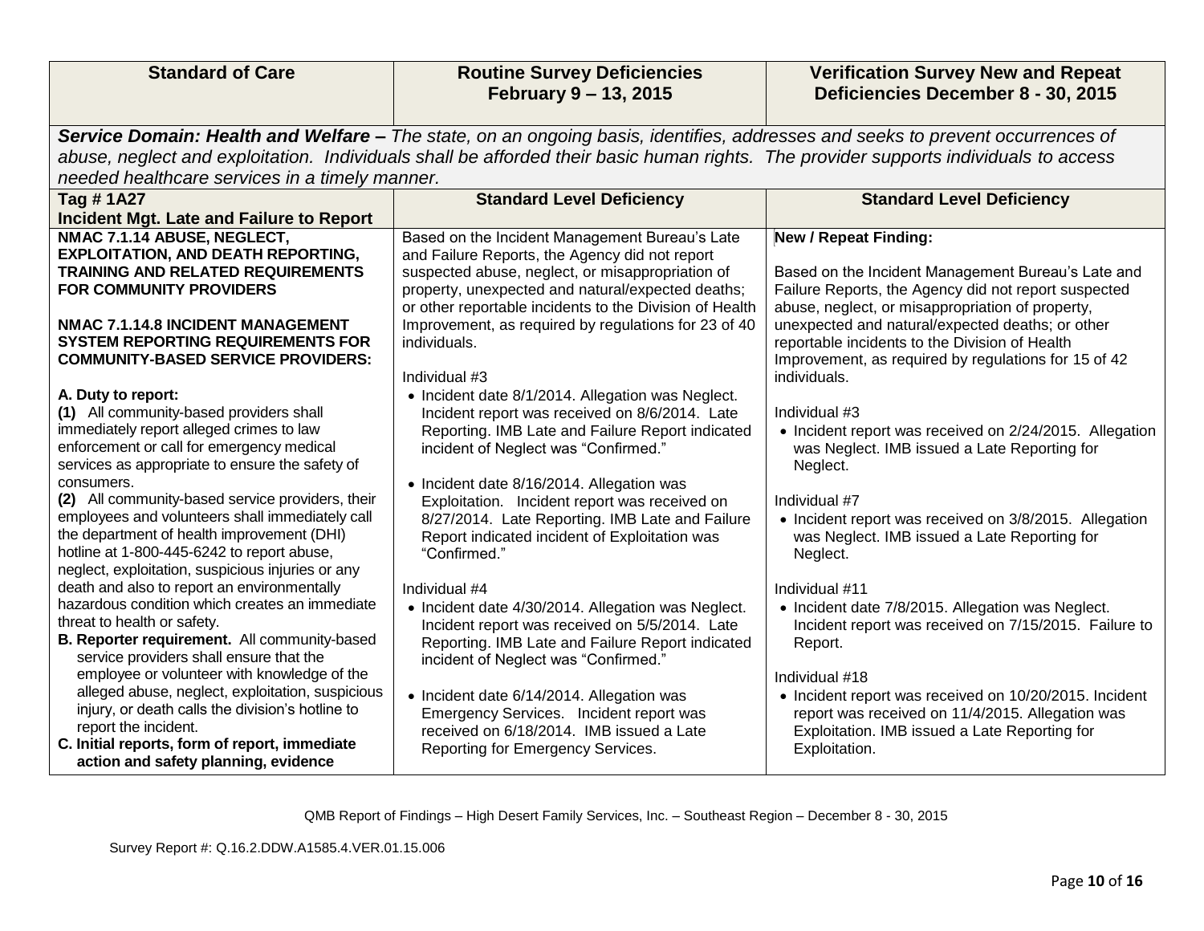| Standard of Care | Routine Survey Deficiencies February 9 – 13, 2015 | Verification Survey New and Repeat Deficiencies December 8 - 30, 2015 |
|---|---|---|
| ***Service Domain: Health and Welfare –*** *The state, on an ongoing basis, identifies, addresses and seeks to prevent occurrences of abuse, neglect and exploitation. Individuals shall be afforded their basic human rights. The provider supports individuals to access needed healthcare services in a timely manner.* | | |
| **Tag # 1A27**<br>**Incident Mgt. Late and Failure to Report** | **Standard Level Deficiency** | **Standard Level Deficiency** |
| **NMAC 7.1.14 ABUSE, NEGLECT, EXPLOITATION, AND DEATH REPORTING, TRAINING AND RELATED REQUIREMENTS FOR COMMUNITY PROVIDERS**<br><br>**NMAC 7.1.14.8 INCIDENT MANAGEMENT SYSTEM REPORTING REQUIREMENTS FOR COMMUNITY-BASED SERVICE PROVIDERS:**<br><br>**A. Duty to report:**<br>**(1)** All community-based providers shall immediately report alleged crimes to law enforcement or call for emergency medical services as appropriate to ensure the safety of consumers.<br>**(2)** All community-based service providers, their employees and volunteers shall immediately call the department of health improvement (DHI) hotline at 1-800-445-6242 to report abuse, neglect, exploitation, suspicious injuries or any death and also to report an environmentally hazardous condition which creates an immediate threat to health or safety.<br>**B. Reporter requirement.** All community-based service providers shall ensure that the employee or volunteer with knowledge of the alleged abuse, neglect, exploitation, suspicious injury, or death calls the division's hotline to report the incident.<br>**C. Initial reports, form of report, immediate action and safety planning, evidence** | Based on the Incident Management Bureau's Late and Failure Reports, the Agency did not report suspected abuse, neglect, or misappropriation of property, unexpected and natural/expected deaths; or other reportable incidents to the Division of Health Improvement, as required by regulations for 23 of 40 individuals.<br><br>Individual #3<br>• Incident date 8/1/2014. Allegation was Neglect. Incident report was received on 8/6/2014. Late Reporting. IMB Late and Failure Report indicated incident of Neglect was "Confirmed."<br><br>• Incident date 8/16/2014. Allegation was Exploitation. Incident report was received on 8/27/2014. Late Reporting. IMB Late and Failure Report indicated incident of Exploitation was "Confirmed."<br><br>Individual #4<br>• Incident date 4/30/2014. Allegation was Neglect. Incident report was received on 5/5/2014. Late Reporting. IMB Late and Failure Report indicated incident of Neglect was "Confirmed."<br><br>• Incident date 6/14/2014. Allegation was Emergency Services. Incident report was received on 6/18/2014. IMB issued a Late Reporting for Emergency Services. | **New / Repeat Finding:**<br><br>Based on the Incident Management Bureau's Late and Failure Reports, the Agency did not report suspected abuse, neglect, or misappropriation of property, unexpected and natural/expected deaths; or other reportable incidents to the Division of Health Improvement, as required by regulations for 15 of 42 individuals.<br><br>Individual #3<br>• Incident report was received on 2/24/2015. Allegation was Neglect. IMB issued a Late Reporting for Neglect.<br><br>Individual #7<br>• Incident report was received on 3/8/2015. Allegation was Neglect. IMB issued a Late Reporting for Neglect.<br><br>Individual #11<br>• Incident date 7/8/2015. Allegation was Neglect. Incident report was received on 7/15/2015. Failure to Report.<br><br>Individual #18<br>• Incident report was received on 10/20/2015. Incident report was received on 11/4/2015. Allegation was Exploitation. IMB issued a Late Reporting for Exploitation. |

QMB Report of Findings – High Desert Family Services, Inc. – Southeast Region – December 8 - 30, 2015

Survey Report #: Q.16.2.DDW.A1585.4.VER.01.15.006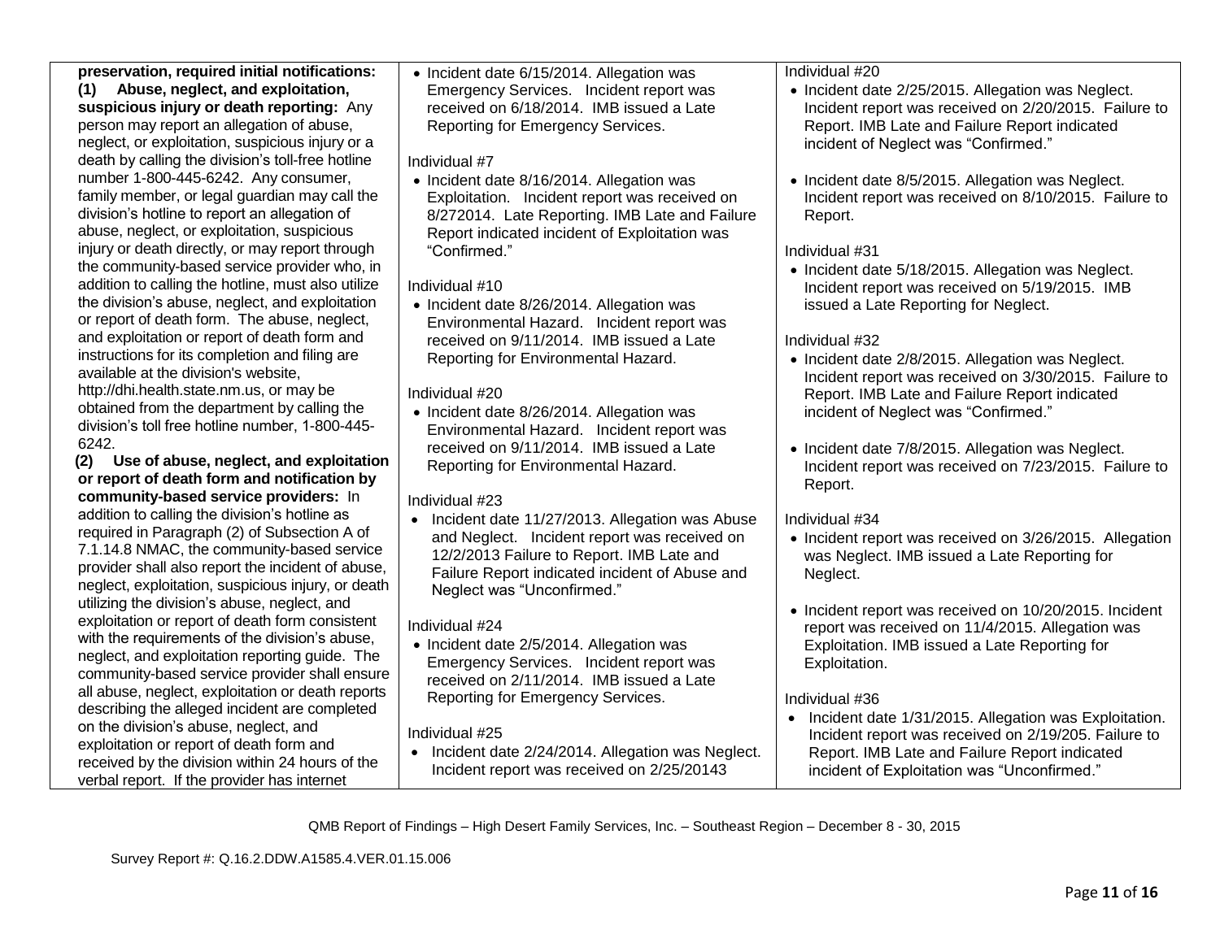| | | |
|---|---|---|
| **preservation, required initial notifications:**<br>**(1) Abuse, neglect, and exploitation, suspicious injury or death reporting:** Any person may report an allegation of abuse, neglect, or exploitation, suspicious injury or a death by calling the division's toll-free hotline number 1-800-445-6242. Any consumer, family member, or legal guardian may call the division's hotline to report an allegation of abuse, neglect, or exploitation, suspicious injury or death directly, or may report through the community-based service provider who, in addition to calling the hotline, must also utilize the division's abuse, neglect, and exploitation or report of death form. The abuse, neglect, and exploitation or report of death form and instructions for its completion and filing are available at the division's website, http://dhi.health.state.nm.us, or may be obtained from the department by calling the division's toll free hotline number, 1-800-445-6242.<br>**(2) Use of abuse, neglect, and exploitation or report of death form and notification by community-based service providers:** In addition to calling the division's hotline as required in Paragraph (2) of Subsection A of 7.1.14.8 NMAC, the community-based service provider shall also report the incident of abuse, neglect, exploitation, suspicious injury, or death utilizing the division's abuse, neglect, and exploitation or report of death form consistent with the requirements of the division's abuse, neglect, and exploitation reporting guide. The community-based service provider shall ensure all abuse, neglect, exploitation or death reports describing the alleged incident are completed on the division's abuse, neglect, and exploitation or report of death form and received by the division within 24 hours of the verbal report. If the provider has internet | • Incident date 6/15/2014. Allegation was Emergency Services. Incident report was received on 6/18/2014. IMB issued a Late Reporting for Emergency Services.<br><br>Individual #7<br>• Incident date 8/16/2014. Allegation was Exploitation. Incident report was received on 8/272014. Late Reporting. IMB Late and Failure Report indicated incident of Exploitation was "Confirmed."<br><br>Individual #10<br>• Incident date 8/26/2014. Allegation was Environmental Hazard. Incident report was received on 9/11/2014. IMB issued a Late Reporting for Environmental Hazard.<br><br>Individual #20<br>• Incident date 8/26/2014. Allegation was Environmental Hazard. Incident report was received on 9/11/2014. IMB issued a Late Reporting for Environmental Hazard.<br><br>Individual #23<br>• Incident date 11/27/2013. Allegation was Abuse and Neglect. Incident report was received on 12/2/2013 Failure to Report. IMB Late and Failure Report indicated incident of Abuse and Neglect was "Unconfirmed."<br><br>Individual #24<br>• Incident date 2/5/2014. Allegation was Emergency Services. Incident report was received on 2/11/2014. IMB issued a Late Reporting for Emergency Services.<br><br>Individual #25<br>• Incident date 2/24/2014. Allegation was Neglect. Incident report was received on 2/25/20143 | Individual #20<br>• Incident date 2/25/2015. Allegation was Neglect. Incident report was received on 2/20/2015. Failure to Report. IMB Late and Failure Report indicated incident of Neglect was "Confirmed."<br><br>• Incident date 8/5/2015. Allegation was Neglect. Incident report was received on 8/10/2015. Failure to Report.<br><br>Individual #31<br>• Incident date 5/18/2015. Allegation was Neglect. Incident report was received on 5/19/2015. IMB issued a Late Reporting for Neglect.<br><br>Individual #32<br>• Incident date 2/8/2015. Allegation was Neglect. Incident report was received on 3/30/2015. Failure to Report. IMB Late and Failure Report indicated incident of Neglect was "Confirmed."<br><br>• Incident date 7/8/2015. Allegation was Neglect. Incident report was received on 7/23/2015. Failure to Report.<br><br>Individual #34<br>• Incident report was received on 3/26/2015. Allegation was Neglect. IMB issued a Late Reporting for Neglect.<br><br>• Incident report was received on 10/20/2015. Incident report was received on 11/4/2015. Allegation was Exploitation. IMB issued a Late Reporting for Exploitation.<br><br>Individual #36<br>• Incident date 1/31/2015. Allegation was Exploitation. Incident report was received on 2/19/205. Failure to Report. IMB Late and Failure Report indicated incident of Exploitation was "Unconfirmed." |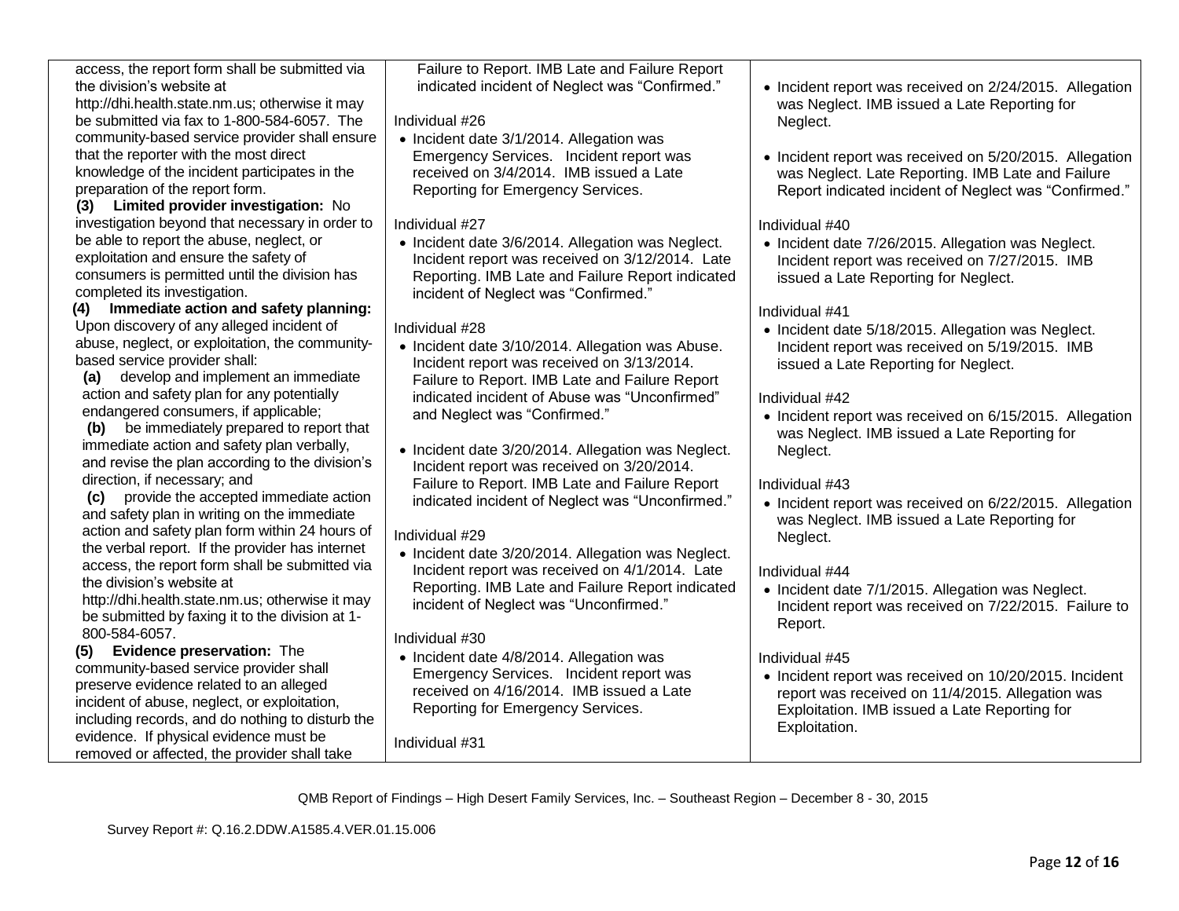| | | |
|---|---|---|
| access, the report form shall be submitted via the division's website at http://dhi.health.state.nm.us; otherwise it may be submitted via fax to 1-800-584-6057. The community-based service provider shall ensure that the reporter with the most direct knowledge of the incident participates in the preparation of the report form.<br>**(3) Limited provider investigation:** No investigation beyond that necessary in order to be able to report the abuse, neglect, or exploitation and ensure the safety of consumers is permitted until the division has completed its investigation.<br>**(4) Immediate action and safety planning:** Upon discovery of any alleged incident of abuse, neglect, or exploitation, the community-based service provider shall:<br>**(a)** develop and implement an immediate action and safety plan for any potentially endangered consumers, if applicable;<br>**(b)** be immediately prepared to report that immediate action and safety plan verbally, and revise the plan according to the division's direction, if necessary; and<br>**(c)** provide the accepted immediate action and safety plan in writing on the immediate action and safety plan form within 24 hours of the verbal report. If the provider has internet access, the report form shall be submitted via the division's website at http://dhi.health.state.nm.us; otherwise it may be submitted by faxing it to the division at 1-800-584-6057.<br>**(5) Evidence preservation:** The community-based service provider shall preserve evidence related to an alleged incident of abuse, neglect, or exploitation, including records, and do nothing to disturb the evidence. If physical evidence must be removed or affected, the provider shall take | Failure to Report. IMB Late and Failure Report indicated incident of Neglect was "Confirmed."<br><br>Individual #26<br>• Incident date 3/1/2014. Allegation was Emergency Services. Incident report was received on 3/4/2014. IMB issued a Late Reporting for Emergency Services.<br><br>Individual #27<br>• Incident date 3/6/2014. Allegation was Neglect. Incident report was received on 3/12/2014. Late Reporting. IMB Late and Failure Report indicated incident of Neglect was "Confirmed."<br><br>Individual #28<br>• Incident date 3/10/2014. Allegation was Abuse. Incident report was received on 3/13/2014. Failure to Report. IMB Late and Failure Report indicated incident of Abuse was "Unconfirmed" and Neglect was "Confirmed."<br><br>• Incident date 3/20/2014. Allegation was Neglect. Incident report was received on 3/20/2014. Failure to Report. IMB Late and Failure Report indicated incident of Neglect was "Unconfirmed."<br><br>Individual #29<br>• Incident date 3/20/2014. Allegation was Neglect. Incident report was received on 4/1/2014. Late Reporting. IMB Late and Failure Report indicated incident of Neglect was "Unconfirmed."<br><br>Individual #30<br>• Incident date 4/8/2014. Allegation was Emergency Services. Incident report was received on 4/16/2014. IMB issued a Late Reporting for Emergency Services.<br><br>Individual #31 | • Incident report was received on 2/24/2015. Allegation was Neglect. IMB issued a Late Reporting for Neglect.<br><br>• Incident report was received on 5/20/2015. Allegation was Neglect. Late Reporting. IMB Late and Failure Report indicated incident of Neglect was "Confirmed."<br><br>Individual #40<br>• Incident date 7/26/2015. Allegation was Neglect. Incident report was received on 7/27/2015. IMB issued a Late Reporting for Neglect.<br><br>Individual #41<br>• Incident date 5/18/2015. Allegation was Neglect. Incident report was received on 5/19/2015. IMB issued a Late Reporting for Neglect.<br><br>Individual #42<br>• Incident report was received on 6/15/2015. Allegation was Neglect. IMB issued a Late Reporting for Neglect.<br><br>Individual #43<br>• Incident report was received on 6/22/2015. Allegation was Neglect. IMB issued a Late Reporting for Neglect.<br><br>Individual #44<br>• Incident date 7/1/2015. Allegation was Neglect. Incident report was received on 7/22/2015. Failure to Report.<br><br>Individual #45<br>• Incident report was received on 10/20/2015. Incident report was received on 11/4/2015. Allegation was Exploitation. IMB issued a Late Reporting for Exploitation. |

QMB Report of Findings – High Desert Family Services, Inc. – Southeast Region – December 8 - 30, 2015

Survey Report #: Q.16.2.DDW.A1585.4.VER.01.15.006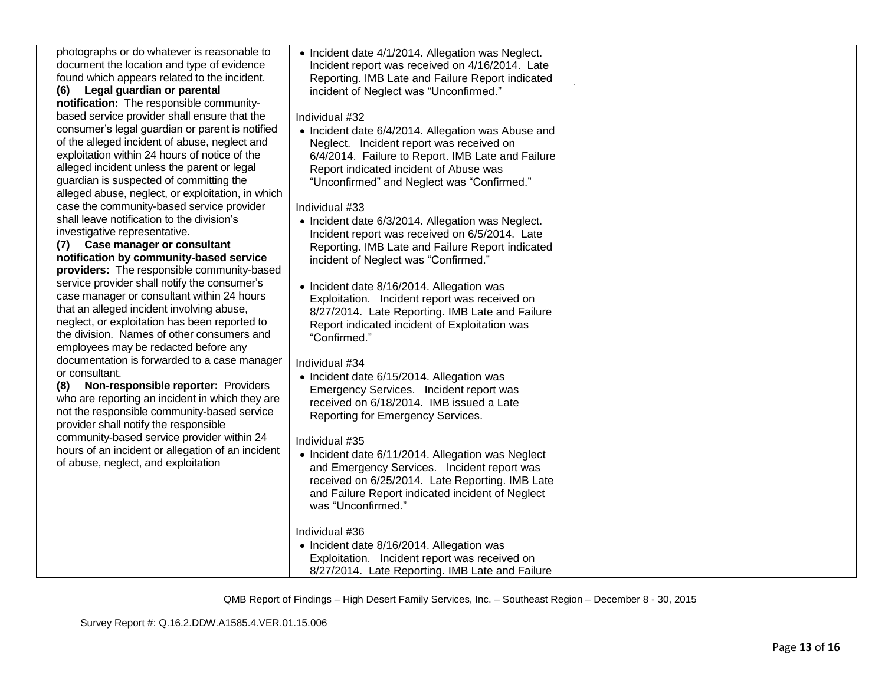| | | |
|---|---|---|
| photographs or do whatever is reasonable to document the location and type of evidence found which appears related to the incident.<br>**(6) Legal guardian or parental notification:** The responsible community-based service provider shall ensure that the consumer's legal guardian or parent is notified of the alleged incident of abuse, neglect and exploitation within 24 hours of notice of the alleged incident unless the parent or legal guardian is suspected of committing the alleged abuse, neglect, or exploitation, in which case the community-based service provider shall leave notification to the division's investigative representative.<br>**(7) Case manager or consultant notification by community-based service providers:** The responsible community-based service provider shall notify the consumer's case manager or consultant within 24 hours that an alleged incident involving abuse, neglect, or exploitation has been reported to the division. Names of other consumers and employees may be redacted before any documentation is forwarded to a case manager or consultant.<br>**(8) Non-responsible reporter:** Providers who are reporting an incident in which they are not the responsible community-based service provider shall notify the responsible community-based service provider within 24 hours of an incident or allegation of an incident of abuse, neglect, and exploitation | • Incident date 4/1/2014. Allegation was Neglect. Incident report was received on 4/16/2014. Late Reporting. IMB Late and Failure Report indicated incident of Neglect was "Unconfirmed."<br><br>Individual #32<br>• Incident date 6/4/2014. Allegation was Abuse and Neglect. Incident report was received on 6/4/2014. Failure to Report. IMB Late and Failure Report indicated incident of Abuse was "Unconfirmed" and Neglect was "Confirmed."<br><br>Individual #33<br>• Incident date 6/3/2014. Allegation was Neglect. Incident report was received on 6/5/2014. Late Reporting. IMB Late and Failure Report indicated incident of Neglect was "Confirmed."<br><br>• Incident date 8/16/2014. Allegation was Exploitation. Incident report was received on 8/27/2014. Late Reporting. IMB Late and Failure Report indicated incident of Exploitation was "Confirmed."<br><br>Individual #34<br>• Incident date 6/15/2014. Allegation was Emergency Services. Incident report was received on 6/18/2014. IMB issued a Late Reporting for Emergency Services.<br><br>Individual #35<br>• Incident date 6/11/2014. Allegation was Neglect and Emergency Services. Incident report was received on 6/25/2014. Late Reporting. IMB Late and Failure Report indicated incident of Neglect was "Unconfirmed."<br><br>Individual #36<br>• Incident date 8/16/2014. Allegation was Exploitation. Incident report was received on 8/27/2014. Late Reporting. IMB Late and Failure | |

QMB Report of Findings – High Desert Family Services, Inc. – Southeast Region – December 8 - 30, 2015

Survey Report #: Q.16.2.DDW.A1585.4.VER.01.15.006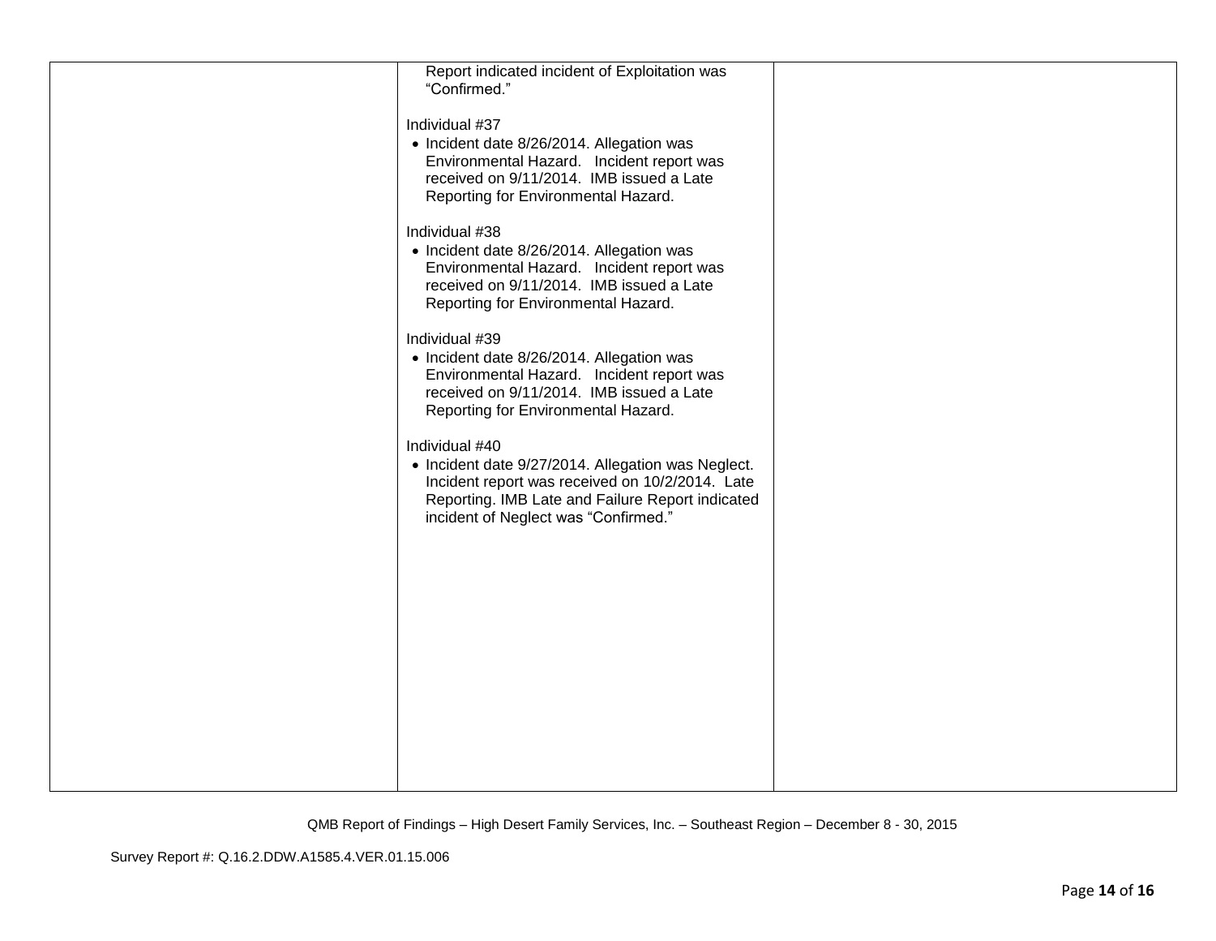| | | |
|---|---|---|
| | Report indicated incident of Exploitation was "Confirmed."<br><br>Individual #37<br>• Incident date 8/26/2014. Allegation was Environmental Hazard. Incident report was received on 9/11/2014. IMB issued a Late Reporting for Environmental Hazard.<br><br>Individual #38<br>• Incident date 8/26/2014. Allegation was Environmental Hazard. Incident report was received on 9/11/2014. IMB issued a Late Reporting for Environmental Hazard.<br><br>Individual #39<br>• Incident date 8/26/2014. Allegation was Environmental Hazard. Incident report was received on 9/11/2014. IMB issued a Late Reporting for Environmental Hazard.<br><br>Individual #40<br>• Incident date 9/27/2014. Allegation was Neglect. Incident report was received on 10/2/2014. Late Reporting. IMB Late and Failure Report indicated incident of Neglect was "Confirmed." | |

QMB Report of Findings – High Desert Family Services, Inc. – Southeast Region – December 8 - 30, 2015

Survey Report #: Q.16.2.DDW.A1585.4.VER.01.15.006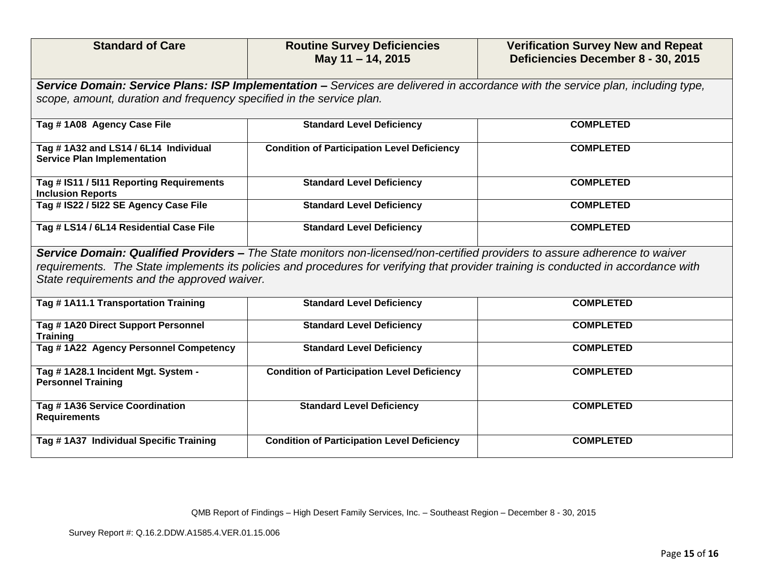| Standard of Care | Routine Survey Deficiencies May 11 – 14, 2015 | Verification Survey New and Repeat Deficiencies December 8 - 30, 2015 |
|---|---|---|
| ***Service Domain: Service Plans: ISP Implementation –*** *Services are delivered in accordance with the service plan, including type, scope, amount, duration and frequency specified in the service plan.* | | |
| **Tag # 1A08 Agency Case File** | **Standard Level Deficiency** | **COMPLETED** |
| **Tag # 1A32 and LS14 / 6L14 Individual Service Plan Implementation** | **Condition of Participation Level Deficiency** | **COMPLETED** |
| **Tag # IS11 / 5I11 Reporting Requirements Inclusion Reports** | **Standard Level Deficiency** | **COMPLETED** |
| **Tag # IS22 / 5I22 SE Agency Case File** | **Standard Level Deficiency** | **COMPLETED** |
| **Tag # LS14 / 6L14 Residential Case File** | **Standard Level Deficiency** | **COMPLETED** |
| ***Service Domain: Qualified Providers –*** *The State monitors non-licensed/non-certified providers to assure adherence to waiver requirements. The State implements its policies and procedures for verifying that provider training is conducted in accordance with State requirements and the approved waiver.* | | |
| **Tag # 1A11.1 Transportation Training** | **Standard Level Deficiency** | **COMPLETED** |
| **Tag # 1A20 Direct Support Personnel Training** | **Standard Level Deficiency** | **COMPLETED** |
| **Tag # 1A22 Agency Personnel Competency** | **Standard Level Deficiency** | **COMPLETED** |
| **Tag # 1A28.1 Incident Mgt. System - Personnel Training** | **Condition of Participation Level Deficiency** | **COMPLETED** |
| **Tag # 1A36 Service Coordination Requirements** | **Standard Level Deficiency** | **COMPLETED** |
| **Tag # 1A37 Individual Specific Training** | **Condition of Participation Level Deficiency** | **COMPLETED** |

QMB Report of Findings – High Desert Family Services, Inc. – Southeast Region – December 8 - 30, 2015

Survey Report #: Q.16.2.DDW.A1585.4.VER.01.15.006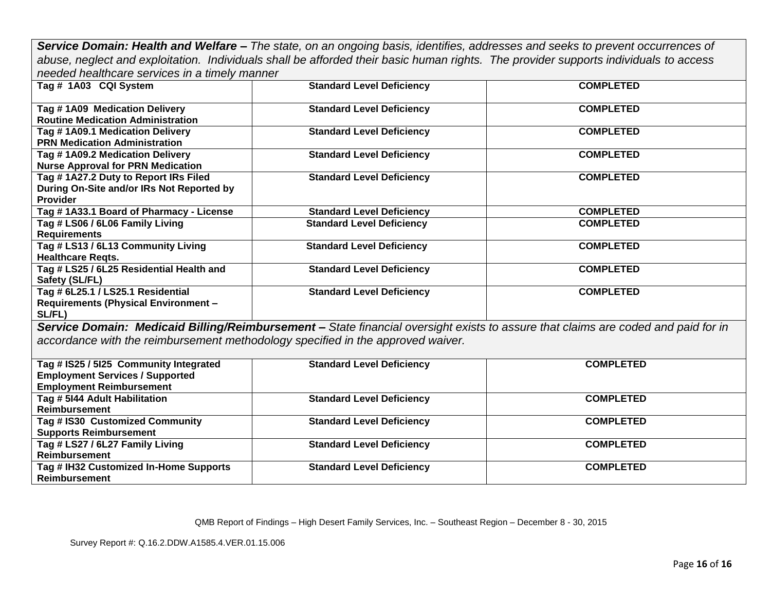| | | |
|---|---|---|
| ***Service Domain: Health and Welfare –*** *The state, on an ongoing basis, identifies, addresses and seeks to prevent occurrences of abuse, neglect and exploitation. Individuals shall be afforded their basic human rights. The provider supports individuals to access needed healthcare services in a timely manner* | | |
| **Tag # 1A03 CQI System** | **Standard Level Deficiency** | **COMPLETED** |
| **Tag # 1A09 Medication Delivery Routine Medication Administration** | **Standard Level Deficiency** | **COMPLETED** |
| **Tag # 1A09.1 Medication Delivery PRN Medication Administration** | **Standard Level Deficiency** | **COMPLETED** |
| **Tag # 1A09.2 Medication Delivery Nurse Approval for PRN Medication** | **Standard Level Deficiency** | **COMPLETED** |
| **Tag # 1A27.2 Duty to Report IRs Filed During On-Site and/or IRs Not Reported by Provider** | **Standard Level Deficiency** | **COMPLETED** |
| **Tag # 1A33.1 Board of Pharmacy - License** | **Standard Level Deficiency** | **COMPLETED** |
| **Tag # LS06 / 6L06 Family Living Requirements** | **Standard Level Deficiency** | **COMPLETED** |
| **Tag # LS13 / 6L13 Community Living Healthcare Reqts.** | **Standard Level Deficiency** | **COMPLETED** |
| **Tag # LS25 / 6L25 Residential Health and Safety (SL/FL)** | **Standard Level Deficiency** | **COMPLETED** |
| **Tag # 6L25.1 / LS25.1 Residential Requirements (Physical Environment – SL/FL)** | **Standard Level Deficiency** | **COMPLETED** |
| ***Service Domain: Medicaid Billing/Reimbursement –*** *State financial oversight exists to assure that claims are coded and paid for in accordance with the reimbursement methodology specified in the approved waiver.* | | |
| **Tag # IS25 / 5I25 Community Integrated Employment Services / Supported Employment Reimbursement** | **Standard Level Deficiency** | **COMPLETED** |
| **Tag # 5I44 Adult Habilitation Reimbursement** | **Standard Level Deficiency** | **COMPLETED** |
| **Tag # IS30 Customized Community Supports Reimbursement** | **Standard Level Deficiency** | **COMPLETED** |
| **Tag # LS27 / 6L27 Family Living Reimbursement** | **Standard Level Deficiency** | **COMPLETED** |
| **Tag # IH32 Customized In-Home Supports Reimbursement** | **Standard Level Deficiency** | **COMPLETED** |